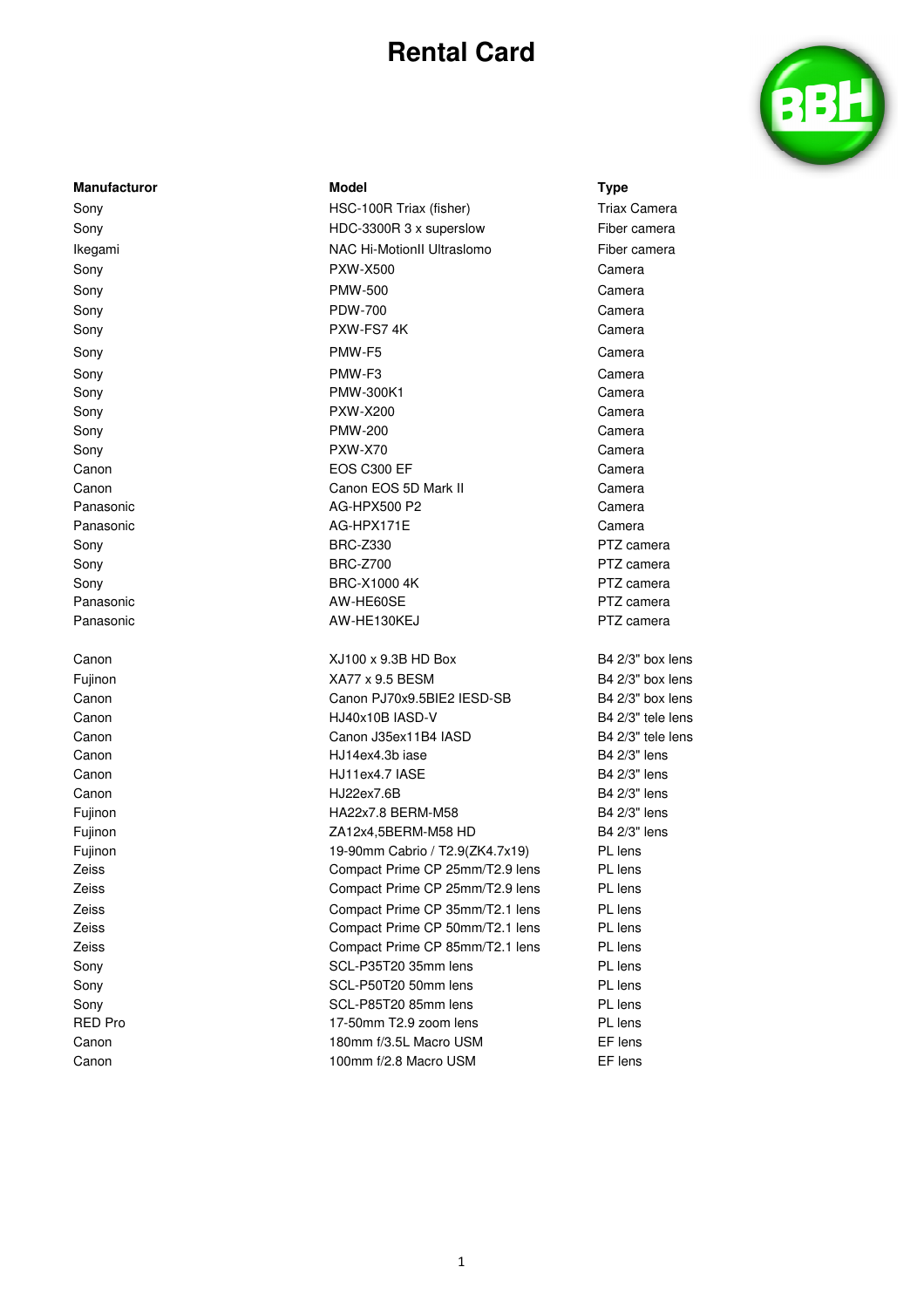# Rental Card

| Manufacturor | Model | Type |
|---|---|---|
| Sony | HSC-100R Triax (fisher) | Triax Camera |
| Sony | HDC-3300R 3 x superslow | Fiber camera |
| Ikegami | NAC Hi-MotionII Ultraslomo | Fiber camera |
| Sony | PXW-X500 | Camera |
| Sony | PMW-500 | Camera |
| Sony | PDW-700 | Camera |
| Sony | PXW-FS7 4K | Camera |
| Sony | PMW-F5 | Camera |
| Sony | PMW-F3 | Camera |
| Sony | PMW-300K1 | Camera |
| Sony | PXW-X200 | Camera |
| Sony | PMW-200 | Camera |
| Sony | PXW-X70 | Camera |
| Canon | EOS C300 EF | Camera |
| Canon | Canon EOS 5D Mark II | Camera |
| Panasonic | AG-HPX500 P2 | Camera |
| Panasonic | AG-HPX171E | Camera |
| Sony | BRC-Z330 | PTZ camera |
| Sony | BRC-Z700 | PTZ camera |
| Sony | BRC-X1000 4K | PTZ camera |
| Panasonic | AW-HE60SE | PTZ camera |
| Panasonic | AW-HE130KEJ | PTZ camera |
| | | |
| Canon | XJ100 x 9.3B HD Box | B4 2/3" box lens |
| Fujinon | XA77 x 9.5 BESM | B4 2/3" box lens |
| Canon | Canon PJ70x9.5BIE2 IESD-SB | B4 2/3" box lens |
| Canon | HJ40x10B IASD-V | B4 2/3" tele lens |
| Canon | Canon J35ex11B4 IASD | B4 2/3" tele lens |
| Canon | HJ14ex4.3b iase | B4 2/3" lens |
| Canon | HJ11ex4.7 IASE | B4 2/3" lens |
| Canon | HJ22ex7.6B | B4 2/3" lens |
| Fujinon | HA22x7.8 BERM-M58 | B4 2/3" lens |
| Fujinon | ZA12x4,5BERM-M58 HD | B4 2/3" lens |
| Fujinon | 19-90mm Cabrio / T2.9(ZK4.7x19) | PL lens |
| Zeiss | Compact Prime CP 25mm/T2.9 lens | PL lens |
| Zeiss | Compact Prime CP 25mm/T2.9 lens | PL lens |
| Zeiss | Compact Prime CP 35mm/T2.1 lens | PL lens |
| Zeiss | Compact Prime CP 50mm/T2.1 lens | PL lens |
| Zeiss | Compact Prime CP 85mm/T2.1 lens | PL lens |
| Sony | SCL-P35T20 35mm lens | PL lens |
| Sony | SCL-P50T20 50mm lens | PL lens |
| Sony | SCL-P85T20 85mm lens | PL lens |
| RED Pro | 17-50mm T2.9 zoom lens | PL lens |
| Canon | 180mm f/3.5L Macro USM | EF lens |
| Canon | 100mm f/2.8 Macro USM | EF lens |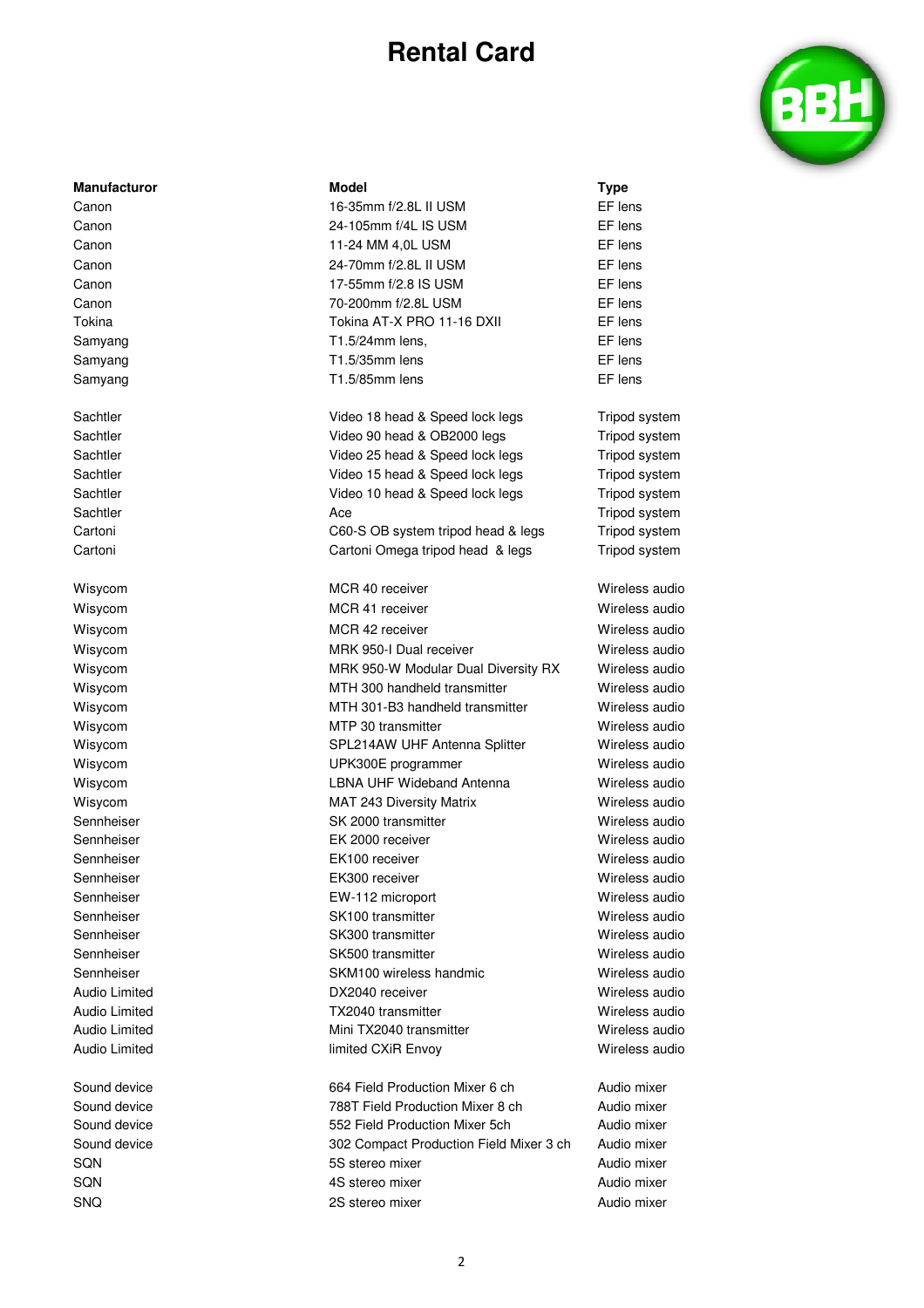# Rental Card

| Manufacturor | Model | Type |
|---|---|---|
| Canon | 16-35mm f/2.8L II USM | EF lens |
| Canon | 24-105mm f/4L IS USM | EF lens |
| Canon | 11-24 MM 4,0L USM | EF lens |
| Canon | 24-70mm f/2.8L II USM | EF lens |
| Canon | 17-55mm f/2.8 IS USM | EF lens |
| Canon | 70-200mm f/2.8L USM | EF lens |
| Tokina | Tokina AT-X PRO 11-16 DXII | EF lens |
| Samyang | T1.5/24mm lens, | EF lens |
| Samyang | T1.5/35mm lens | EF lens |
| Samyang | T1.5/85mm lens | EF lens |
| | | |
| Sachtler | Video 18 head & Speed lock legs | Tripod system |
| Sachtler | Video 90 head & OB2000 legs | Tripod system |
| Sachtler | Video 25 head & Speed lock legs | Tripod system |
| Sachtler | Video 15 head & Speed lock legs | Tripod system |
| Sachtler | Video 10 head & Speed lock legs | Tripod system |
| Sachtler | Ace | Tripod system |
| Cartoni | C60-S OB system tripod head & legs | Tripod system |
| Cartoni | Cartoni Omega tripod head & legs | Tripod system |
| | | |
| Wisycom | MCR 40 receiver | Wireless audio |
| Wisycom | MCR 41 receiver | Wireless audio |
| Wisycom | MCR 42 receiver | Wireless audio |
| Wisycom | MRK 950-I Dual receiver | Wireless audio |
| Wisycom | MRK 950-W Modular Dual Diversity RX | Wireless audio |
| Wisycom | MTH 300 handheld transmitter | Wireless audio |
| Wisycom | MTH 301-B3 handheld transmitter | Wireless audio |
| Wisycom | MTP 30 transmitter | Wireless audio |
| Wisycom | SPL214AW UHF Antenna Splitter | Wireless audio |
| Wisycom | UPK300E programmer | Wireless audio |
| Wisycom | LBNA UHF Wideband Antenna | Wireless audio |
| Wisycom | MAT 243 Diversity Matrix | Wireless audio |
| Sennheiser | SK 2000 transmitter | Wireless audio |
| Sennheiser | EK 2000 receiver | Wireless audio |
| Sennheiser | EK100 receiver | Wireless audio |
| Sennheiser | EK300 receiver | Wireless audio |
| Sennheiser | EW-112 microport | Wireless audio |
| Sennheiser | SK100 transmitter | Wireless audio |
| Sennheiser | SK300 transmitter | Wireless audio |
| Sennheiser | SK500 transmitter | Wireless audio |
| Sennheiser | SKM100 wireless handmic | Wireless audio |
| Audio Limited | DX2040 receiver | Wireless audio |
| Audio Limited | TX2040 transmitter | Wireless audio |
| Audio Limited | Mini TX2040 transmitter | Wireless audio |
| Audio Limited | limited CXiR Envoy | Wireless audio |
| | | |
| Sound device | 664 Field Production Mixer 6 ch | Audio mixer |
| Sound device | 788T Field Production Mixer 8 ch | Audio mixer |
| Sound device | 552 Field Production Mixer 5ch | Audio mixer |
| Sound device | 302 Compact Production Field Mixer 3 ch | Audio mixer |
| SQN | 5S stereo mixer | Audio mixer |
| SQN | 4S stereo mixer | Audio mixer |
| SNQ | 2S stereo mixer | Audio mixer |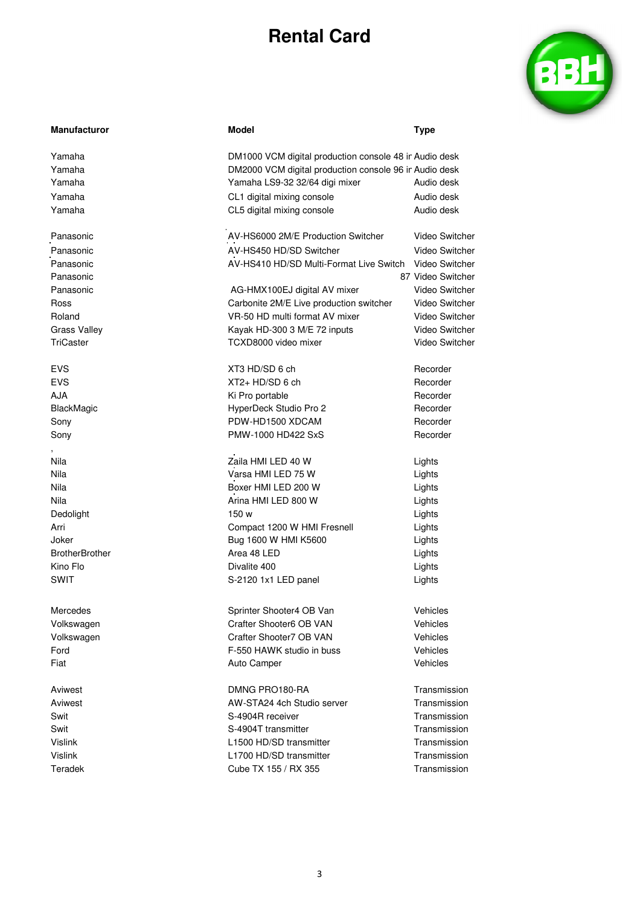# Rental Card

| Manufacturor | Model | Type |
|---|---|---|
| Yamaha | DM1000 VCM digital production console 48 ir | Audio desk |
| Yamaha | DM2000 VCM digital production console 96 ir | Audio desk |
| Yamaha | Yamaha LS9-32 32/64 digi mixer | Audio desk |
| Yamaha | CL1 digital mixing console | Audio desk |
| Yamaha | CL5 digital mixing console | Audio desk |
| Panasonic | AV-HS6000 2M/E Production Switcher | Video Switcher |
| Panasonic | AV-HS450 HD/SD Switcher | Video Switcher |
| Panasonic | AV-HS410 HD/SD Multi-Format Live Switch | Video Switcher |
| Panasonic | 87 | Video Switcher |
| Panasonic | AG-HMX100EJ digital AV mixer | Video Switcher |
| Ross | Carbonite 2M/E Live production switcher | Video Switcher |
| Roland | VR-50 HD multi format AV mixer | Video Switcher |
| Grass Valley | Kayak HD-300 3 M/E 72 inputs | Video Switcher |
| TriCaster | TCXD8000 video mixer | Video Switcher |
| EVS | XT3 HD/SD 6 ch | Recorder |
| EVS | XT2+ HD/SD 6 ch | Recorder |
| AJA | Ki Pro portable | Recorder |
| BlackMagic | HyperDeck Studio Pro 2 | Recorder |
| Sony | PDW-HD1500 XDCAM | Recorder |
| Sony | PMW-1000 HD422 SxS | Recorder |
| Nila | Zaila HMI LED 40 W | Lights |
| Nila | Varsa HMI LED 75 W | Lights |
| Nila | Boxer HMI LED 200 W | Lights |
| Nila | Arina HMI LED 800 W | Lights |
| Dedolight | 150 w | Lights |
| Arri | Compact 1200 W HMI Fresnell | Lights |
| Joker | Bug 1600 W HMI K5600 | Lights |
| BrotherBrother | Area 48 LED | Lights |
| Kino Flo | Divalite 400 | Lights |
| SWIT | S-2120 1x1 LED panel | Lights |
| Mercedes | Sprinter Shooter4 OB Van | Vehicles |
| Volkswagen | Crafter Shooter6 OB VAN | Vehicles |
| Volkswagen | Crafter Shooter7 OB VAN | Vehicles |
| Ford | F-550 HAWK studio in buss | Vehicles |
| Fiat | Auto Camper | Vehicles |
| Aviwest | DMNG PRO180-RA | Transmission |
| Aviwest | AW-STA24 4ch Studio server | Transmission |
| Swit | S-4904R receiver | Transmission |
| Swit | S-4904T transmitter | Transmission |
| Vislink | L1500 HD/SD transmitter | Transmission |
| Vislink | L1700 HD/SD transmitter | Transmission |
| Teradek | Cube TX 155 / RX 355 | Transmission |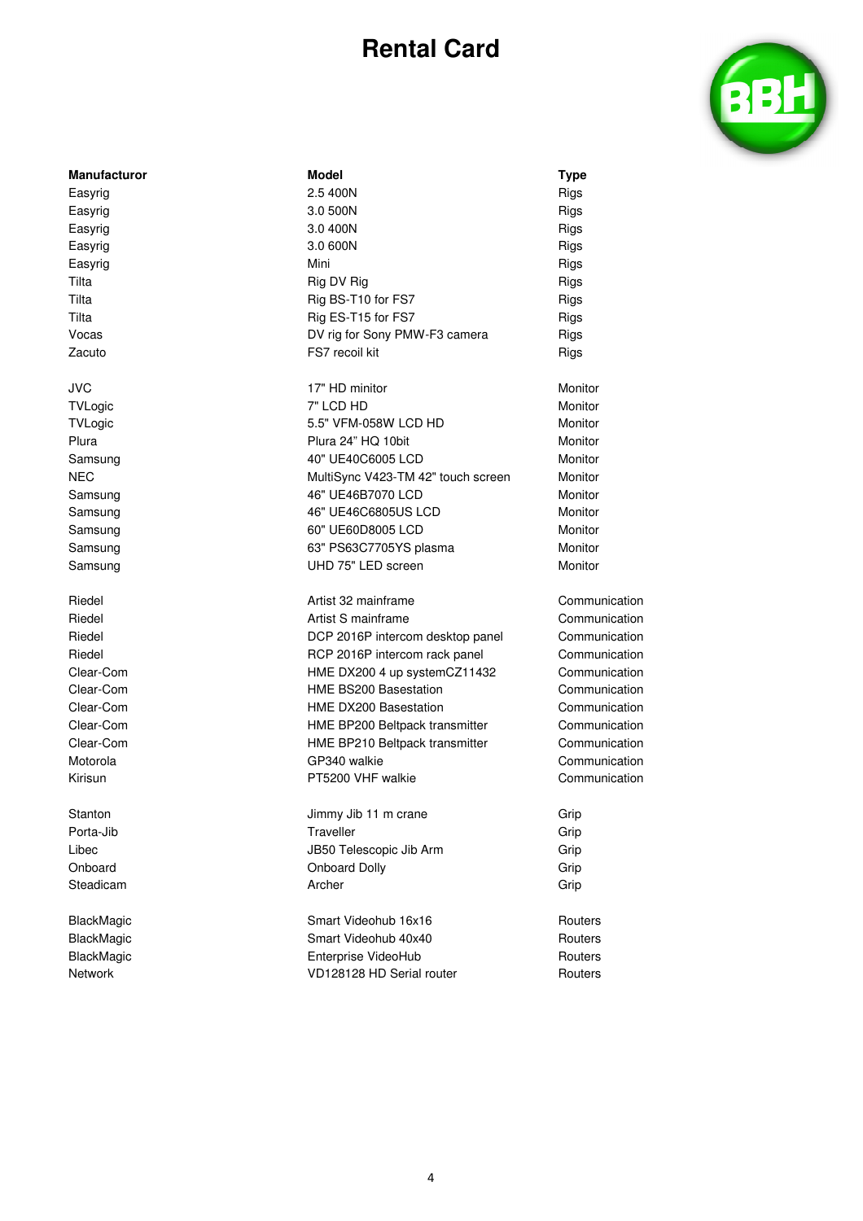# Rental Card

| Manufacturor | Model | Type |
|---|---|---|
| Easyrig | 2.5 400N | Rigs |
| Easyrig | 3.0 500N | Rigs |
| Easyrig | 3.0 400N | Rigs |
| Easyrig | 3.0 600N | Rigs |
| Easyrig | Mini | Rigs |
| Tilta | Rig DV Rig | Rigs |
| Tilta | Rig BS-T10 for FS7 | Rigs |
| Tilta | Rig ES-T15 for FS7 | Rigs |
| Vocas | DV rig for Sony PMW-F3 camera | Rigs |
| Zacuto | FS7 recoil kit | Rigs |
| | | |
| JVC | 17" HD minitor | Monitor |
| TVLogic | 7" LCD HD | Monitor |
| TVLogic | 5.5" VFM-058W LCD HD | Monitor |
| Plura | Plura 24" HQ 10bit | Monitor |
| Samsung | 40" UE40C6005 LCD | Monitor |
| NEC | MultiSync V423-TM 42" touch screen | Monitor |
| Samsung | 46" UE46B7070 LCD | Monitor |
| Samsung | 46" UE46C6805US LCD | Monitor |
| Samsung | 60" UE60D8005 LCD | Monitor |
| Samsung | 63" PS63C7705YS plasma | Monitor |
| Samsung | UHD 75" LED screen | Monitor |
| | | |
| Riedel | Artist 32 mainframe | Communication |
| Riedel | Artist S mainframe | Communication |
| Riedel | DCP 2016P intercom desktop panel | Communication |
| Riedel | RCP 2016P intercom rack panel | Communication |
| Clear-Com | HME DX200 4 up systemCZ11432 | Communication |
| Clear-Com | HME BS200 Basestation | Communication |
| Clear-Com | HME DX200 Basestation | Communication |
| Clear-Com | HME BP200 Beltpack transmitter | Communication |
| Clear-Com | HME BP210 Beltpack transmitter | Communication |
| Motorola | GP340 walkie | Communication |
| Kirisun | PT5200 VHF walkie | Communication |
| | | |
| Stanton | Jimmy Jib 11 m crane | Grip |
| Porta-Jib | Traveller | Grip |
| Libec | JB50 Telescopic Jib Arm | Grip |
| Onboard | Onboard Dolly | Grip |
| Steadicam | Archer | Grip |
| | | |
| BlackMagic | Smart Videohub 16x16 | Routers |
| BlackMagic | Smart Videohub 40x40 | Routers |
| BlackMagic | Enterprise VideoHub | Routers |
| Network | VD128128 HD Serial router | Routers |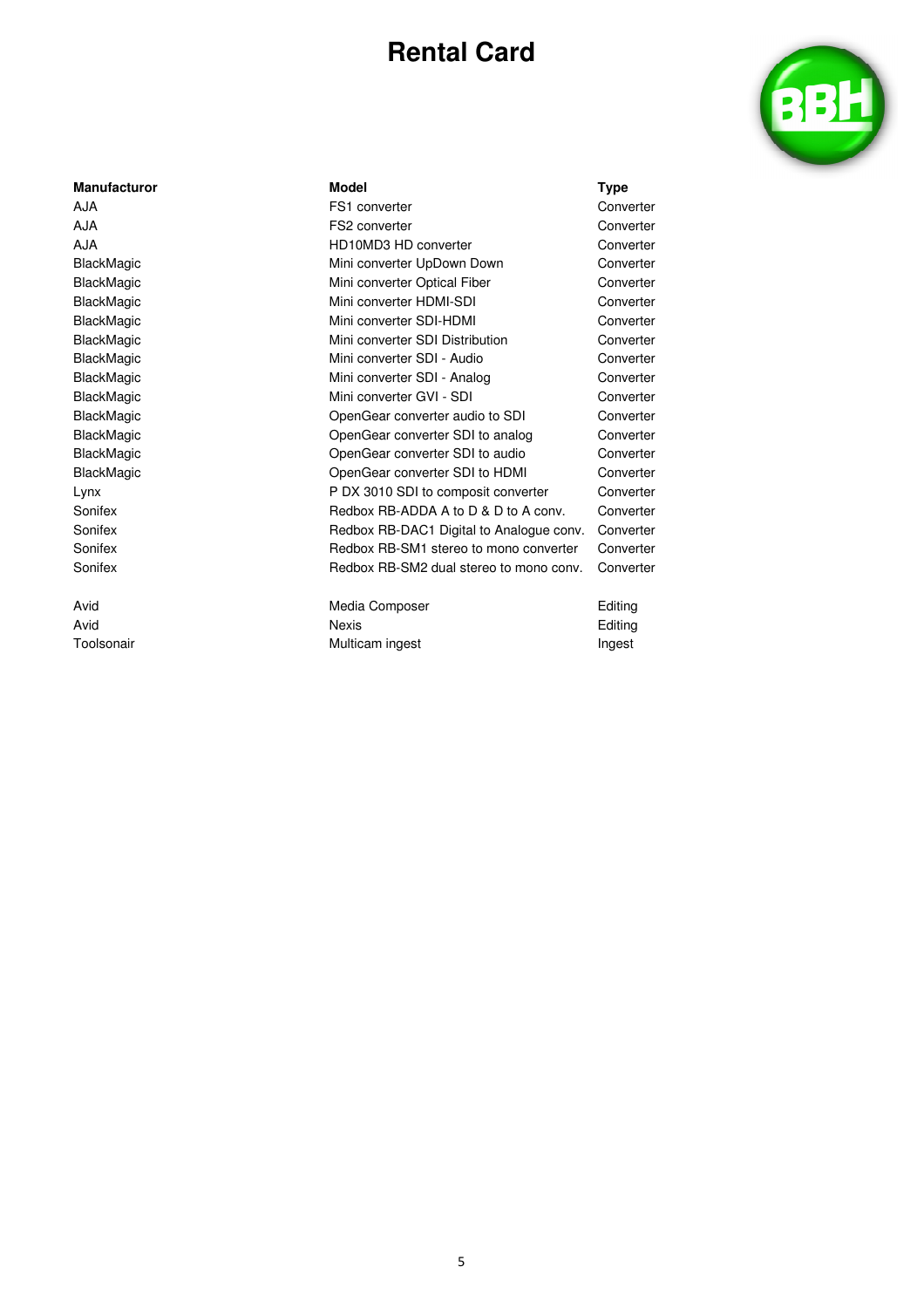# Rental Card

| Manufacturor | Model | Type |
|---|---|---|
| AJA | FS1 converter | Converter |
| AJA | FS2 converter | Converter |
| AJA | HD10MD3 HD converter | Converter |
| BlackMagic | Mini converter UpDown Down | Converter |
| BlackMagic | Mini converter Optical Fiber | Converter |
| BlackMagic | Mini converter HDMI-SDI | Converter |
| BlackMagic | Mini converter SDI-HDMI | Converter |
| BlackMagic | Mini converter SDI Distribution | Converter |
| BlackMagic | Mini converter SDI - Audio | Converter |
| BlackMagic | Mini converter SDI - Analog | Converter |
| BlackMagic | Mini converter GVI - SDI | Converter |
| BlackMagic | OpenGear converter audio to SDI | Converter |
| BlackMagic | OpenGear converter SDI to analog | Converter |
| BlackMagic | OpenGear converter SDI to audio | Converter |
| BlackMagic | OpenGear converter SDI to HDMI | Converter |
| Lynx | P DX 3010 SDI to composit converter | Converter |
| Sonifex | Redbox RB-ADDA A to D & D to A conv. | Converter |
| Sonifex | Redbox RB-DAC1 Digital to Analogue conv. | Converter |
| Sonifex | Redbox RB-SM1 stereo to mono converter | Converter |
| Sonifex | Redbox RB-SM2 dual stereo to mono conv. | Converter |
| | | |
| Avid | Media Composer | Editing |
| Avid | Nexis | Editing |
| Toolsonair | Multicam ingest | Ingest |